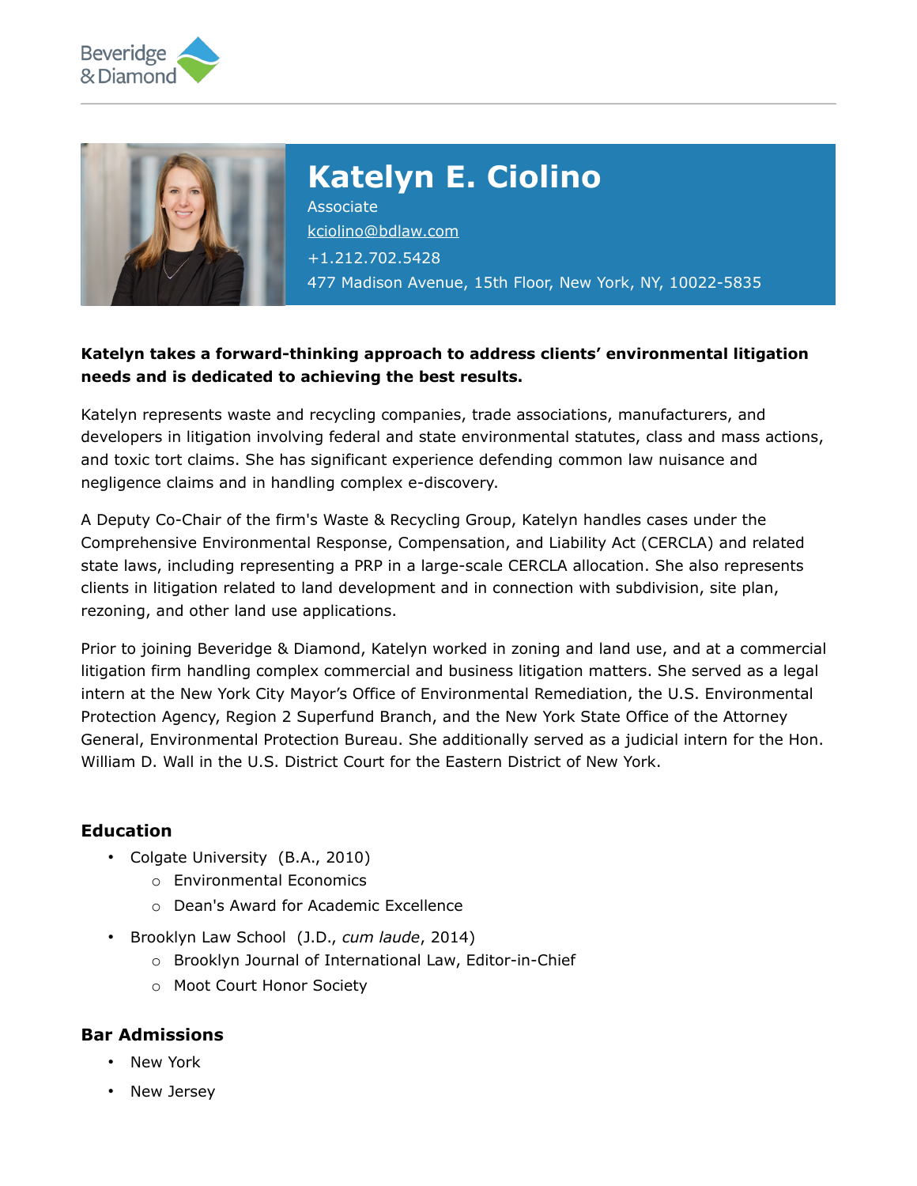# Katelyn E. Ciolino

Associate

kciolino@bdlaw.com

+1.212.702.5428

477 Madison Avenue, 15th Floor, New York, NY, 10022-5835

**Katelyn takes a forward-thinking approach to address clients' environmental litigation needs and is dedicated to achieving the best results.**

Katelyn represents waste and recycling companies, trade associations, manufacturers, and developers in litigation involving federal and state environmental statutes, class and mass actions, and toxic tort claims. She has significant experience defending common law nuisance and negligence claims and in handling complex e-discovery.

A Deputy Co-Chair of the firm's Waste & Recycling Group, Katelyn handles cases under the Comprehensive Environmental Response, Compensation, and Liability Act (CERCLA) and related state laws, including representing a PRP in a large-scale CERCLA allocation. She also represents clients in litigation related to land development and in connection with subdivision, site plan, rezoning, and other land use applications.

Prior to joining Beveridge & Diamond, Katelyn worked in zoning and land use, and at a commercial litigation firm handling complex commercial and business litigation matters. She served as a legal intern at the New York City Mayor's Office of Environmental Remediation, the U.S. Environmental Protection Agency, Region 2 Superfund Branch, and the New York State Office of the Attorney General, Environmental Protection Bureau. She additionally served as a judicial intern for the Hon. William D. Wall in the U.S. District Court for the Eastern District of New York.

## Education

- Colgate University (B.A., 2010)
  - Environmental Economics
  - Dean's Award for Academic Excellence
- Brooklyn Law School (J.D., *cum laude*, 2014)
  - Brooklyn Journal of International Law, Editor-in-Chief
  - Moot Court Honor Society

## Bar Admissions

- New York
- New Jersey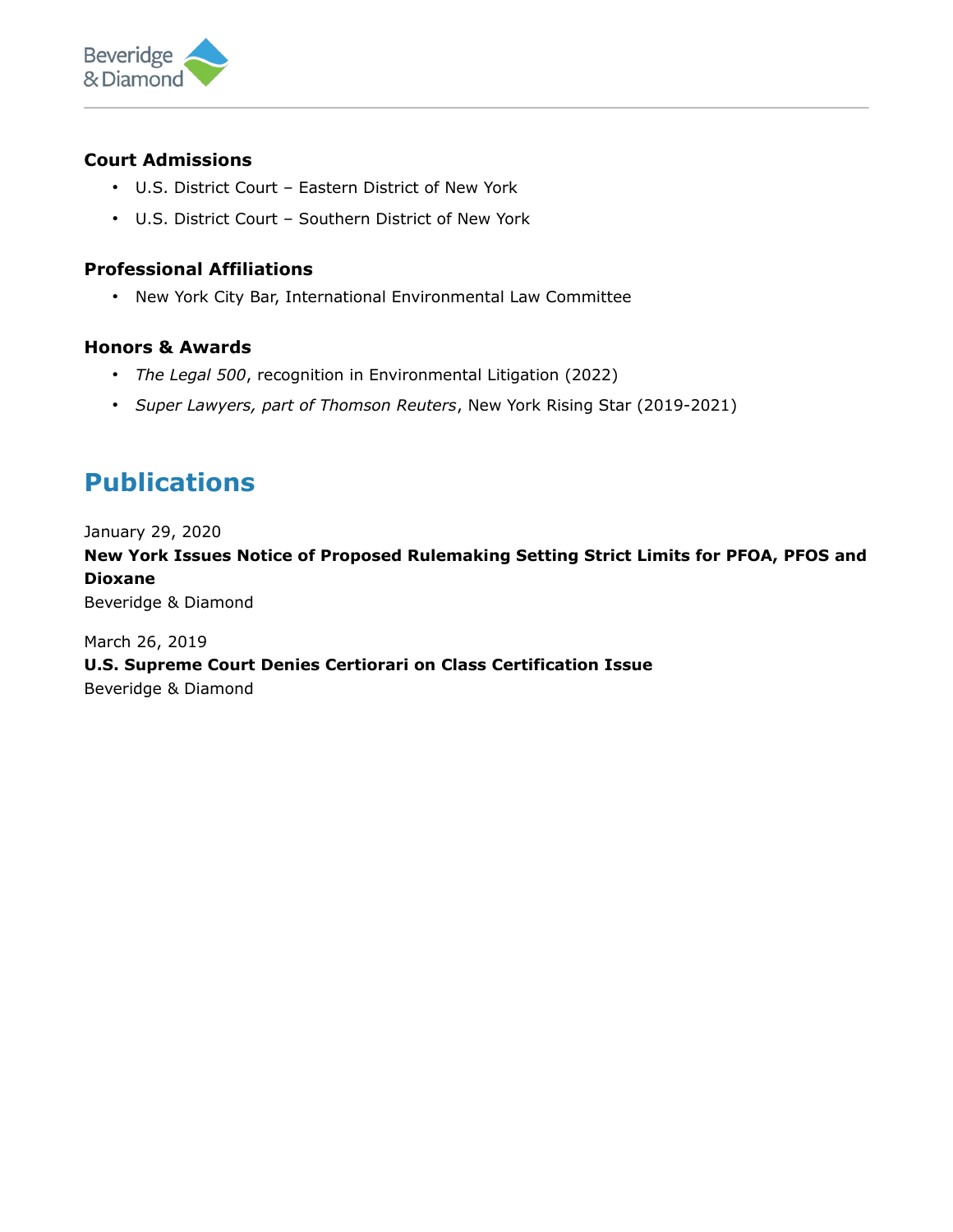### Court Admissions

- U.S. District Court – Eastern District of New York
- U.S. District Court – Southern District of New York

### Professional Affiliations

- New York City Bar, International Environmental Law Committee

### Honors & Awards

- *The Legal 500*, recognition in Environmental Litigation (2022)
- *Super Lawyers, part of Thomson Reuters*, New York Rising Star (2019-2021)

## Publications

January 29, 2020
**New York Issues Notice of Proposed Rulemaking Setting Strict Limits for PFOA, PFOS and Dioxane**
Beveridge & Diamond

March 26, 2019
**U.S. Supreme Court Denies Certiorari on Class Certification Issue**
Beveridge & Diamond